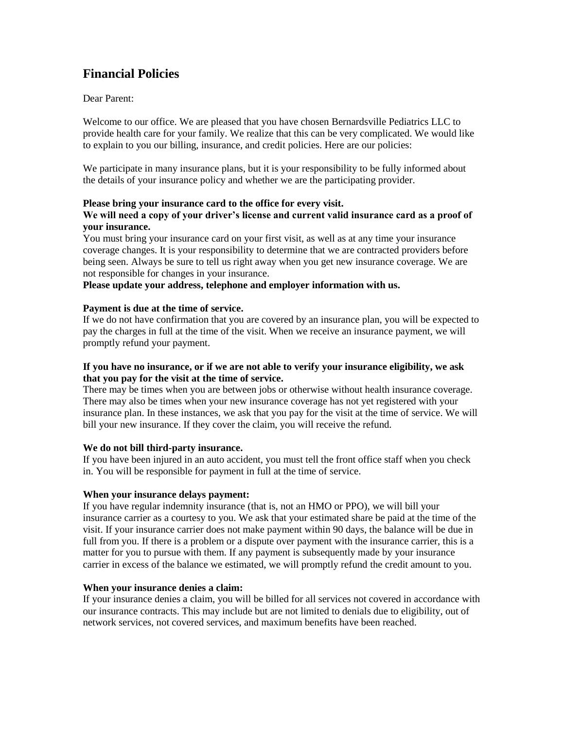# Financial Policies

Dear Parent:

Welcome to our office. We are pleased that you have chosen Bernardsville Pediatrics LLC to provide health care for your family. We realize that this can be very complicated. We would like to explain to you our billing, insurance, and credit policies. Here are our policies:

We participate in many insurance plans, but it is your responsibility to be fully informed about the details of your insurance policy and whether we are the participating provider.

**Please bring your insurance card to the office for every visit.**
**We will need a copy of your driver's license and current valid insurance card as a proof of your insurance.**
You must bring your insurance card on your first visit, as well as at any time your insurance coverage changes. It is your responsibility to determine that we are contracted providers before being seen. Always be sure to tell us right away when you get new insurance coverage. We are not responsible for changes in your insurance.
**Please update your address, telephone and employer information with us.**

**Payment is due at the time of service.**
If we do not have confirmation that you are covered by an insurance plan, you will be expected to pay the charges in full at the time of the visit. When we receive an insurance payment, we will promptly refund your payment.

**If you have no insurance, or if we are not able to verify your insurance eligibility, we ask that you pay for the visit at the time of service.**
There may be times when you are between jobs or otherwise without health insurance coverage. There may also be times when your new insurance coverage has not yet registered with your insurance plan. In these instances, we ask that you pay for the visit at the time of service. We will bill your new insurance. If they cover the claim, you will receive the refund.

**We do not bill third-party insurance.**
If you have been injured in an auto accident, you must tell the front office staff when you check in. You will be responsible for payment in full at the time of service.

**When your insurance delays payment:**
If you have regular indemnity insurance (that is, not an HMO or PPO), we will bill your insurance carrier as a courtesy to you. We ask that your estimated share be paid at the time of the visit. If your insurance carrier does not make payment within 90 days, the balance will be due in full from you. If there is a problem or a dispute over payment with the insurance carrier, this is a matter for you to pursue with them. If any payment is subsequently made by your insurance carrier in excess of the balance we estimated, we will promptly refund the credit amount to you.

**When your insurance denies a claim:**
If your insurance denies a claim, you will be billed for all services not covered in accordance with our insurance contracts. This may include but are not limited to denials due to eligibility, out of network services, not covered services, and maximum benefits have been reached.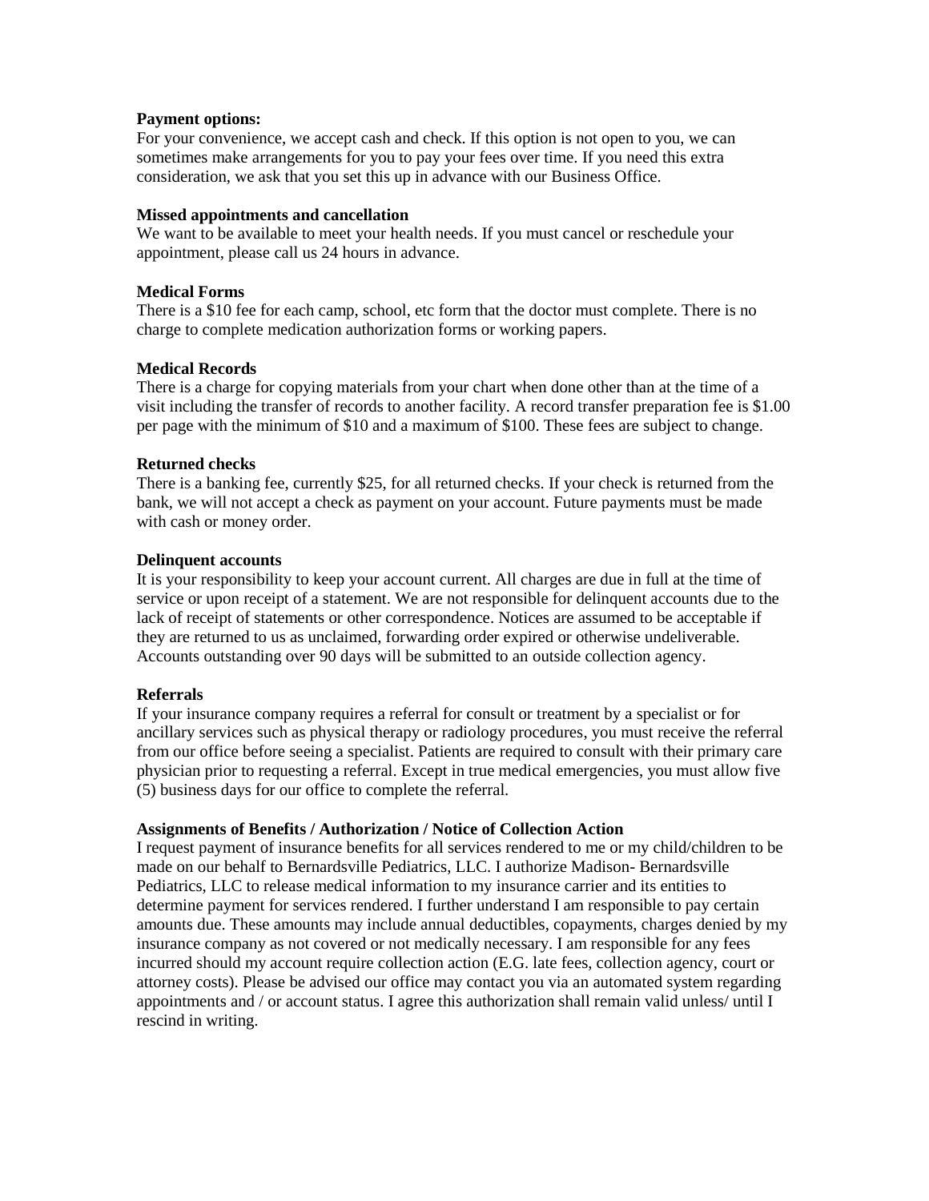**Payment options:**
For your convenience, we accept cash and check. If this option is not open to you, we can sometimes make arrangements for you to pay your fees over time. If you need this extra consideration, we ask that you set this up in advance with our Business Office.

**Missed appointments and cancellation**
We want to be available to meet your health needs. If you must cancel or reschedule your appointment, please call us 24 hours in advance.

**Medical Forms**
There is a $10 fee for each camp, school, etc form that the doctor must complete. There is no charge to complete medication authorization forms or working papers.

**Medical Records**
There is a charge for copying materials from your chart when done other than at the time of a visit including the transfer of records to another facility. A record transfer preparation fee is $1.00 per page with the minimum of $10 and a maximum of $100. These fees are subject to change.

**Returned checks**
There is a banking fee, currently $25, for all returned checks. If your check is returned from the bank, we will not accept a check as payment on your account. Future payments must be made with cash or money order.

**Delinquent accounts**
It is your responsibility to keep your account current. All charges are due in full at the time of service or upon receipt of a statement. We are not responsible for delinquent accounts due to the lack of receipt of statements or other correspondence. Notices are assumed to be acceptable if they are returned to us as unclaimed, forwarding order expired or otherwise undeliverable. Accounts outstanding over 90 days will be submitted to an outside collection agency.

**Referrals**
If your insurance company requires a referral for consult or treatment by a specialist or for ancillary services such as physical therapy or radiology procedures, you must receive the referral from our office before seeing a specialist. Patients are required to consult with their primary care physician prior to requesting a referral. Except in true medical emergencies, you must allow five (5) business days for our office to complete the referral.

**Assignments of Benefits / Authorization / Notice of Collection Action**
I request payment of insurance benefits for all services rendered to me or my child/children to be made on our behalf to Bernardsville Pediatrics, LLC. I authorize Madison- Bernardsville Pediatrics, LLC to release medical information to my insurance carrier and its entities to determine payment for services rendered. I further understand I am responsible to pay certain amounts due. These amounts may include annual deductibles, copayments, charges denied by my insurance company as not covered or not medically necessary. I am responsible for any fees incurred should my account require collection action (E.G. late fees, collection agency, court or attorney costs). Please be advised our office may contact you via an automated system regarding appointments and / or account status. I agree this authorization shall remain valid unless/ until I rescind in writing.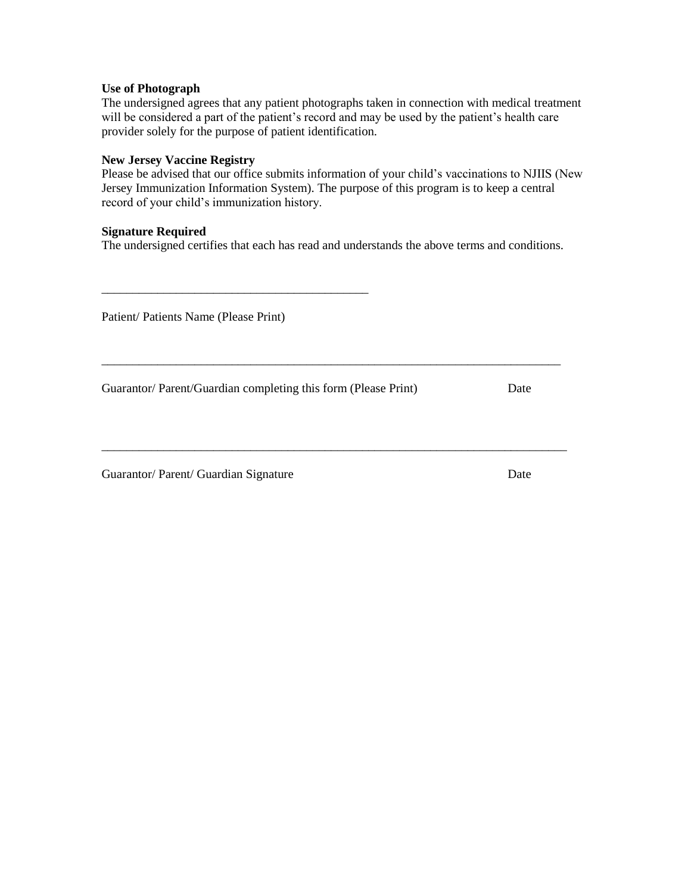**Use of Photograph**

The undersigned agrees that any patient photographs taken in connection with medical treatment will be considered a part of the patient's record and may be used by the patient's health care provider solely for the purpose of patient identification.

**New Jersey Vaccine Registry**

Please be advised that our office submits information of your child's vaccinations to NJIIS (New Jersey Immunization Information System). The purpose of this program is to keep a central record of your child's immunization history.

**Signature Required**

The undersigned certifies that each has read and understands the above terms and conditions.

___________________________________________

Patient/ Patients Name (Please Print)

___________________________________________________________________________

Guarantor/ Parent/Guardian completing this form (Please Print)                    Date

____________________________________________________________________________

Guarantor/ Parent/ Guardian Signature                                                            Date